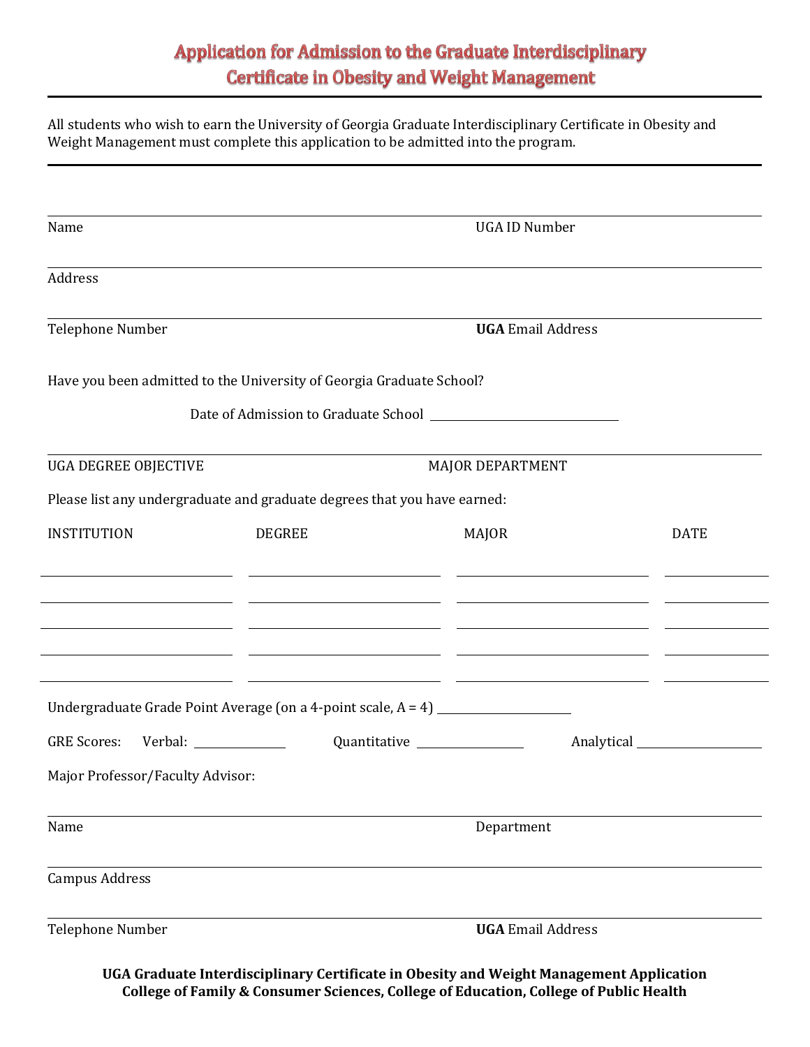# Application for Admission to the Graduate Interdisciplinary Certificate in Obesity and Weight Management

All students who wish to earn the University of Georgia Graduate Interdisciplinary Certificate in Obesity and Weight Management must complete this application to be admitted into the program.

---

Name ________________________________ UGA ID Number ________________________________

Address ________________________________________________________________

Telephone Number ________________________________ **UGA** Email Address ________________________________

Have you been admitted to the University of Georgia Graduate School?

Date of Admission to Graduate School ________________________________

UGA DEGREE OBJECTIVE ________________________________ MAJOR DEPARTMENT ________________________________

Please list any undergraduate and graduate degrees that you have earned:

| INSTITUTION | DEGREE | MAJOR | DATE |
|---|---|---|---|
| | | | |
| | | | |
| | | | |
| | | | |
| | | | |

Undergraduate Grade Point Average (on a 4-point scale, A = 4) ____________________

GRE Scores: Verbal: ______________ Quantitative ________________ Analytical ____________________

Major Professor/Faculty Advisor:

Name ________________________________ Department ________________________________

Campus Address ________________________________________________________________

Telephone Number ________________________________ **UGA** Email Address ________________________________

**UGA Graduate Interdisciplinary Certificate in Obesity and Weight Management Application**
**College of Family & Consumer Sciences, College of Education, College of Public Health**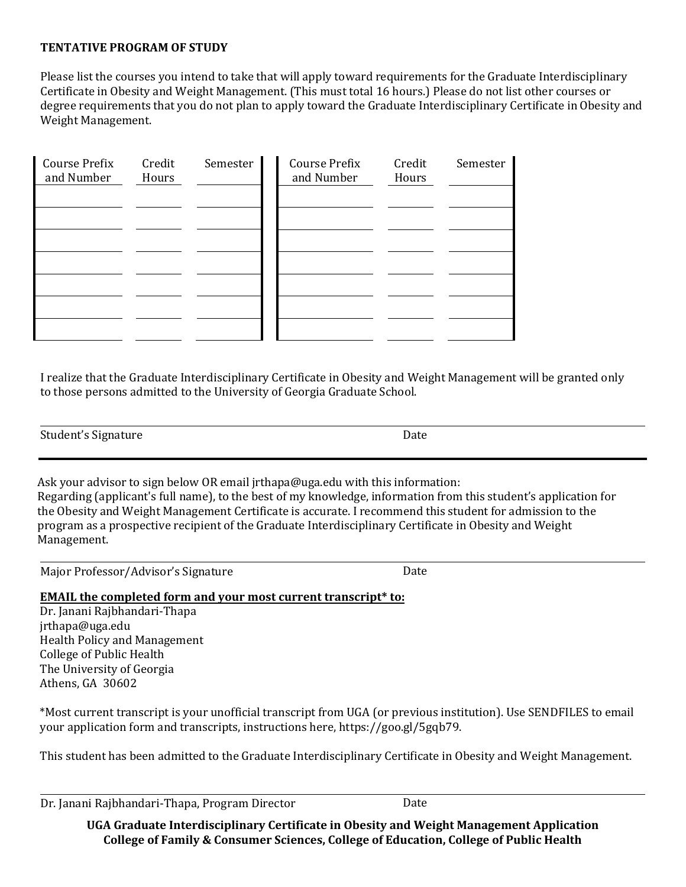**TENTATIVE PROGRAM OF STUDY**

Please list the courses you intend to take that will apply toward requirements for the Graduate Interdisciplinary Certificate in Obesity and Weight Management. (This must total 16 hours.) Please do not list other courses or degree requirements that you do not plan to apply toward the Graduate Interdisciplinary Certificate in Obesity and Weight Management.

| Course Prefix and Number | Credit Hours | Semester | Course Prefix and Number | Credit Hours | Semester |
|---|---|---|---|---|---|
| | | | | | |
| | | | | | |
| | | | | | |
| | | | | | |
| | | | | | |
| | | | | | |
| | | | | | |

I realize that the Graduate Interdisciplinary Certificate in Obesity and Weight Management will be granted only to those persons admitted to the University of Georgia Graduate School.

Student's Signature　　　　　　　　　　　　　　　　　　　Date

Ask your advisor to sign below OR email jrthapa@uga.edu with this information:
Regarding (applicant's full name), to the best of my knowledge, information from this student's application for the Obesity and Weight Management Certificate is accurate. I recommend this student for admission to the program as a prospective recipient of the Graduate Interdisciplinary Certificate in Obesity and Weight Management.

Major Professor/Advisor's Signature　　　　　　　　　　　　Date

**EMAIL the completed form and your most current transcript* to:**
Dr. Janani Rajbhandari-Thapa
jrthapa@uga.edu
Health Policy and Management
College of Public Health
The University of Georgia
Athens, GA 30602

*Most current transcript is your unofficial transcript from UGA (or previous institution). Use SENDFILES to email your application form and transcripts, instructions here, https://goo.gl/5gqb79.

This student has been admitted to the Graduate Interdisciplinary Certificate in Obesity and Weight Management.

Dr. Janani Rajbhandari-Thapa, Program Director　　　　　　Date

**UGA Graduate Interdisciplinary Certificate in Obesity and Weight Management Application**
**College of Family & Consumer Sciences, College of Education, College of Public Health**